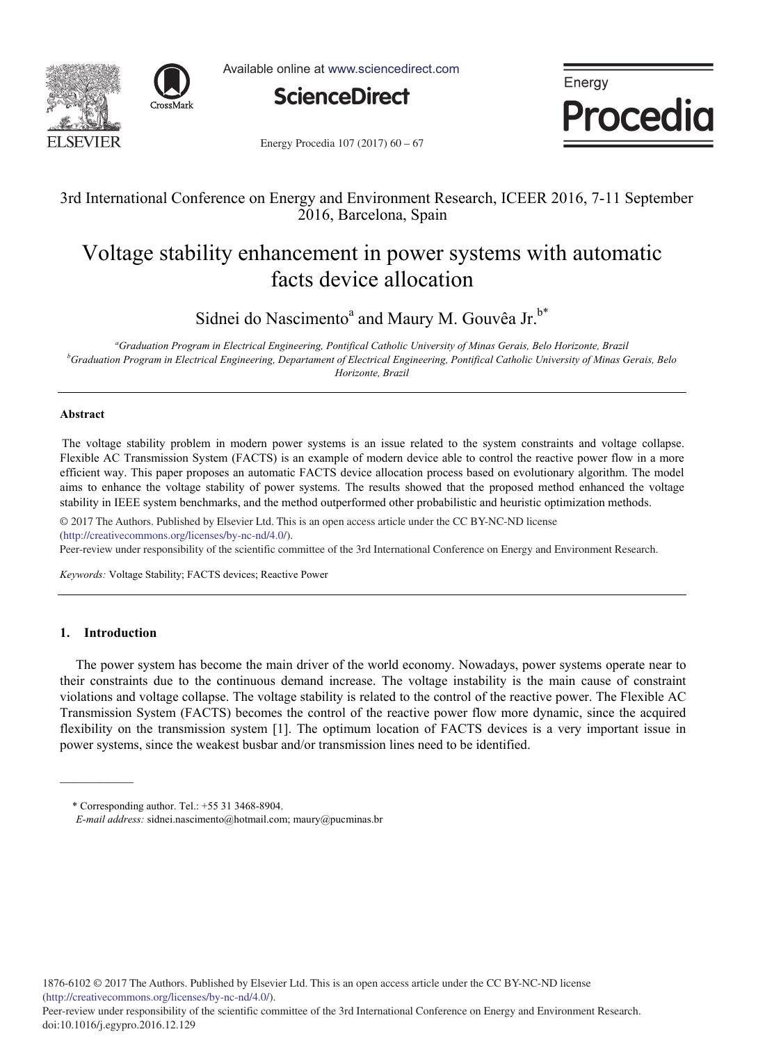3rd International Conference on Energy and Environment Research, ICEER 2016, 7-11 September 2016, Barcelona, Spain

# Voltage stability enhancement in power systems with automatic facts device allocation

Sidnei do Nascimento[a] and Maury M. Gouvêa Jr.[b*]

[a] *Graduation Program in Electrical Engineering, Pontifical Catholic University of Minas Gerais, Belo Horizonte, Brazil*
[b] *Graduation Program in Electrical Engineering, Departament of Electrical Engineering, Pontifical Catholic University of Minas Gerais, Belo Horizonte, Brazil*

## Abstract

The voltage stability problem in modern power systems is an issue related to the system constraints and voltage collapse. Flexible AC Transmission System (FACTS) is an example of modern device able to control the reactive power flow in a more efficient way. This paper proposes an automatic FACTS device allocation process based on evolutionary algorithm. The model aims to enhance the voltage stability of power systems. The results showed that the proposed method enhanced the voltage stability in IEEE system benchmarks, and the method outperformed other probabilistic and heuristic optimization methods.

© 2017 The Authors. Published by Elsevier Ltd. This is an open access article under the CC BY-NC-ND license (http://creativecommons.org/licenses/by-nc-nd/4.0/).
Peer-review under responsibility of the scientific committee of the 3rd International Conference on Energy and Environment Research.

*Keywords:* Voltage Stability; FACTS devices; Reactive Power

## 1. Introduction

The power system has become the main driver of the world economy. Nowadays, power systems operate near to their constraints due to the continuous demand increase. The voltage instability is the main cause of constraint violations and voltage collapse. The voltage stability is related to the control of the reactive power. The Flexible AC Transmission System (FACTS) becomes the control of the reactive power flow more dynamic, since the acquired flexibility on the transmission system [1]. The optimum location of FACTS devices is a very important issue in power systems, since the weakest busbar and/or transmission lines need to be identified.

---

\* Corresponding author. Tel.: +55 31 3468-8904.
*E-mail address:* sidnei.nascimento@hotmail.com; maury@pucminas.br

1876-6102 © 2017 The Authors. Published by Elsevier Ltd. This is an open access article under the CC BY-NC-ND license (http://creativecommons.org/licenses/by-nc-nd/4.0/).
Peer-review under responsibility of the scientific committee of the 3rd International Conference on Energy and Environment Research.
doi:10.1016/j.egypro.2016.12.129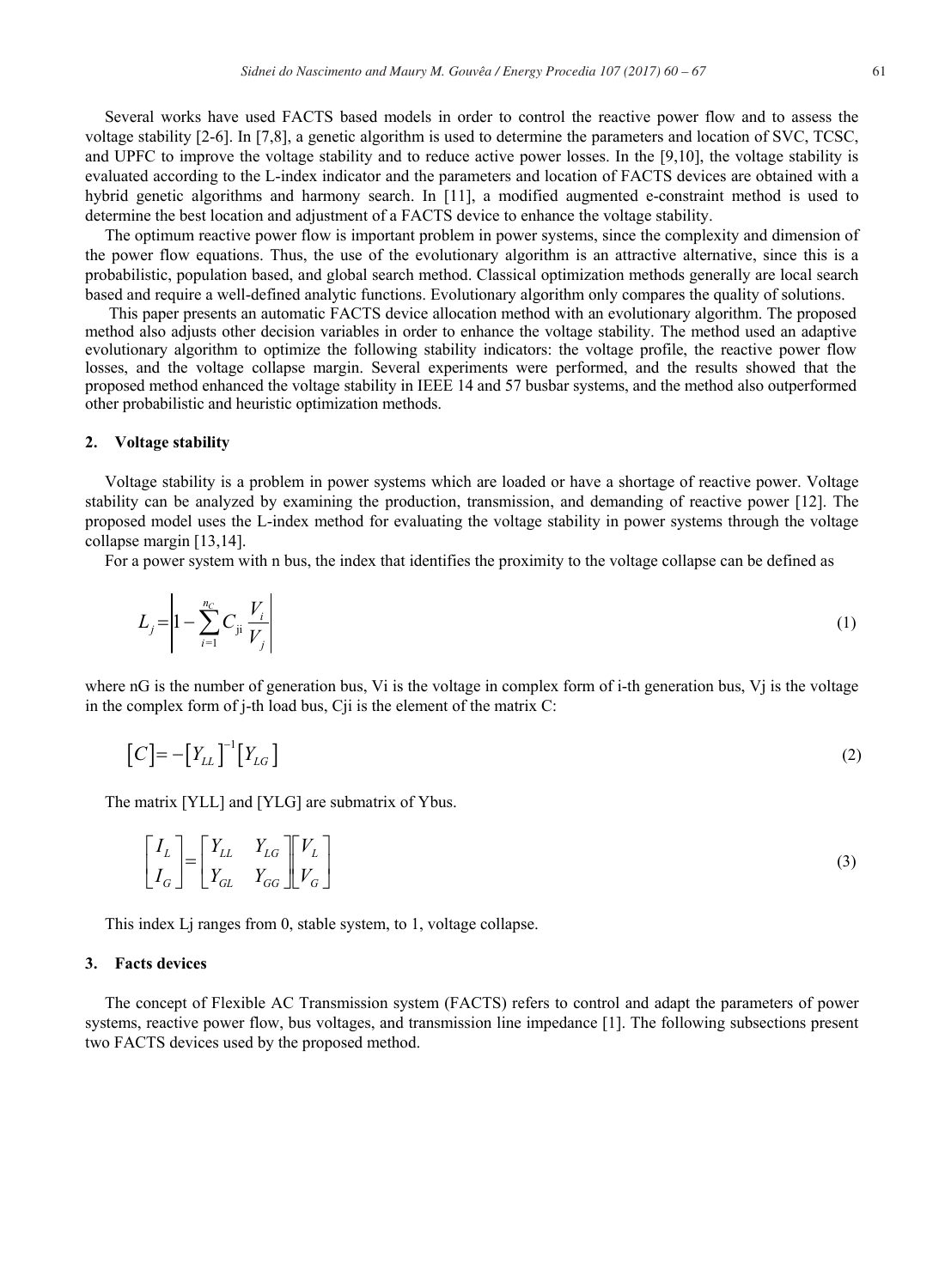Several works have used FACTS based models in order to control the reactive power flow and to assess the voltage stability [2-6]. In [7,8], a genetic algorithm is used to determine the parameters and location of SVC, TCSC, and UPFC to improve the voltage stability and to reduce active power losses. In the [9,10], the voltage stability is evaluated according to the L-index indicator and the parameters and location of FACTS devices are obtained with a hybrid genetic algorithms and harmony search. In [11], a modified augmented e-constraint method is used to determine the best location and adjustment of a FACTS device to enhance the voltage stability.

The optimum reactive power flow is important problem in power systems, since the complexity and dimension of the power flow equations. Thus, the use of the evolutionary algorithm is an attractive alternative, since this is a probabilistic, population based, and global search method. Classical optimization methods generally are local search based and require a well-defined analytic functions. Evolutionary algorithm only compares the quality of solutions.

This paper presents an automatic FACTS device allocation method with an evolutionary algorithm. The proposed method also adjusts other decision variables in order to enhance the voltage stability. The method used an adaptive evolutionary algorithm to optimize the following stability indicators: the voltage profile, the reactive power flow losses, and the voltage collapse margin. Several experiments were performed, and the results showed that the proposed method enhanced the voltage stability in IEEE 14 and 57 busbar systems, and the method also outperformed other probabilistic and heuristic optimization methods.

## 2. Voltage stability

Voltage stability is a problem in power systems which are loaded or have a shortage of reactive power. Voltage stability can be analyzed by examining the production, transmission, and demanding of reactive power [12]. The proposed model uses the L-index method for evaluating the voltage stability in power systems through the voltage collapse margin [13,14].

For a power system with n bus, the index that identifies the proximity to the voltage collapse can be defined as

$$L_j = \left| 1 - \sum_{i=1}^{n_G} C_{\text{ji}} \frac{V_i}{V_j} \right| \tag{1}$$

where nG is the number of generation bus, Vi is the voltage in complex form of i-th generation bus, Vj is the voltage in the complex form of j-th load bus, Cji is the element of the matrix C:

$$[C] = -[Y_{LL}]^{-1}[Y_{LG}] \tag{2}$$

The matrix [YLL] and [YLG] are submatrix of Ybus.

$$\begin{bmatrix} I_L \\ I_G \end{bmatrix} = \begin{bmatrix} Y_{LL} & Y_{LG} \\ Y_{GL} & Y_{GG} \end{bmatrix} \begin{bmatrix} V_L \\ V_G \end{bmatrix} \tag{3}$$

This index Lj ranges from 0, stable system, to 1, voltage collapse.

## 3. Facts devices

The concept of Flexible AC Transmission system (FACTS) refers to control and adapt the parameters of power systems, reactive power flow, bus voltages, and transmission line impedance [1]. The following subsections present two FACTS devices used by the proposed method.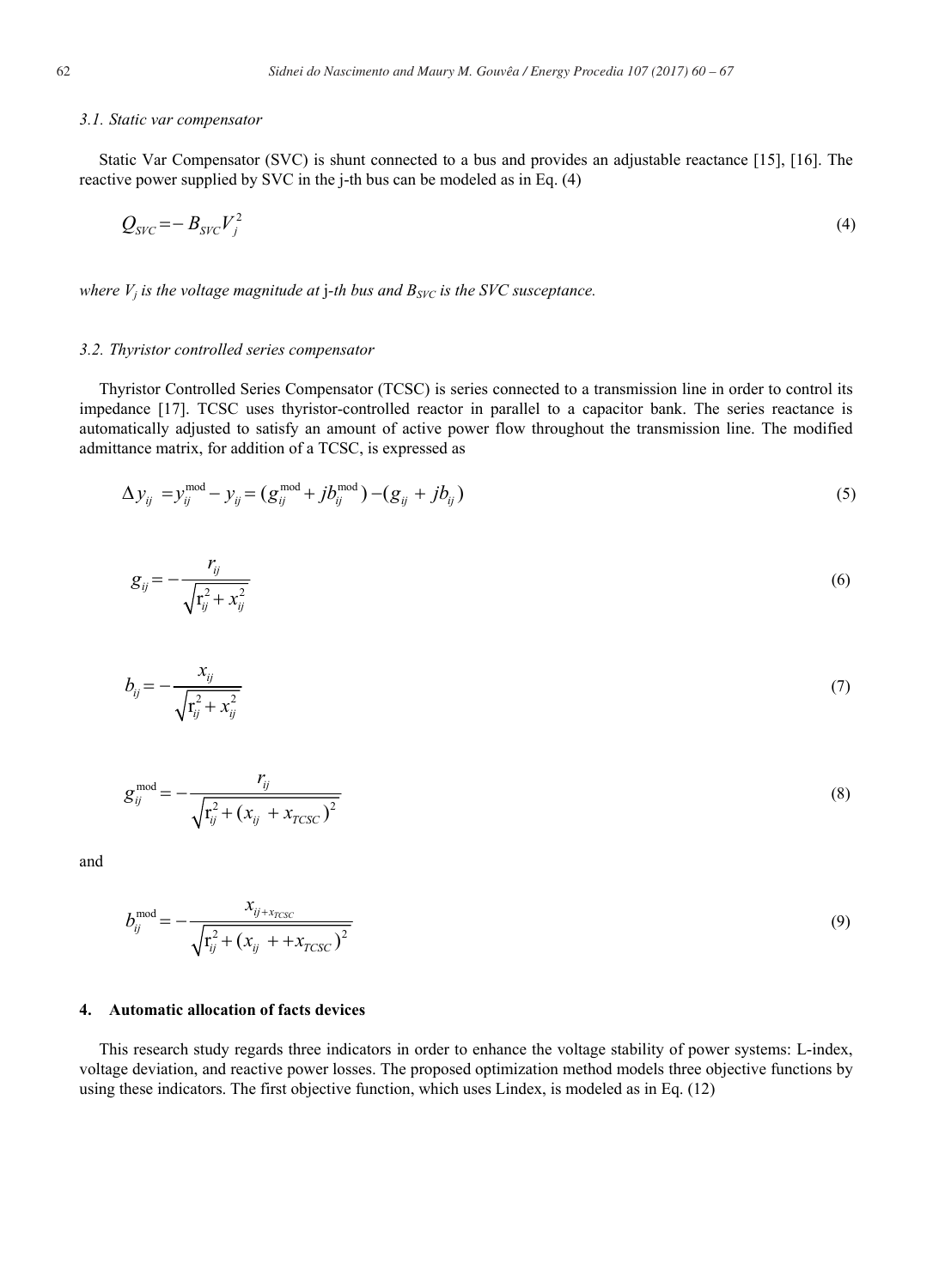### 3.1. Static var compensator

Static Var Compensator (SVC) is shunt connected to a bus and provides an adjustable reactance [15], [16]. The reactive power supplied by SVC in the j-th bus can be modeled as in Eq. (4)

$$Q_{SVC} = - B_{SVC} V_j^2 \tag{4}$$

*where $V_j$ is the voltage magnitude at* j-*th bus and $B_{SVC}$ is the SVC susceptance.*

### 3.2. Thyristor controlled series compensator

Thyristor Controlled Series Compensator (TCSC) is series connected to a transmission line in order to control its impedance [17]. TCSC uses thyristor-controlled reactor in parallel to a capacitor bank. The series reactance is automatically adjusted to satisfy an amount of active power flow throughout the transmission line. The modified admittance matrix, for addition of a TCSC, is expressed as

$$\Delta y_{ij} = y_{ij}^{\text{mod}} - y_{ij} = (g_{ij}^{\text{mod}} + jb_{ij}^{\text{mod}}) - (g_{ij} + jb_{ij}) \tag{5}$$

$$g_{ij} = -\frac{r_{ij}}{\sqrt{\mathrm{r}_{ij}^2 + x_{ij}^2}} \tag{6}$$

$$b_{ij} = -\frac{x_{ij}}{\sqrt{\mathrm{r}_{ij}^2 + x_{ij}^2}} \tag{7}$$

$$g_{ij}^{\text{mod}} = -\frac{r_{ij}}{\sqrt{\mathrm{r}_{ij}^2 + (x_{ij} + x_{TCSC})^2}} \tag{8}$$

and

$$b_{ij}^{\text{mod}} = -\frac{x_{ij + x_{TCSC}}}{\sqrt{\mathrm{r}_{ij}^2 + (x_{ij} + + x_{TCSC})^2}} \tag{9}$$

## 4. Automatic allocation of facts devices

This research study regards three indicators in order to enhance the voltage stability of power systems: L-index, voltage deviation, and reactive power losses. The proposed optimization method models three objective functions by using these indicators. The first objective function, which uses Lindex, is modeled as in Eq. (12)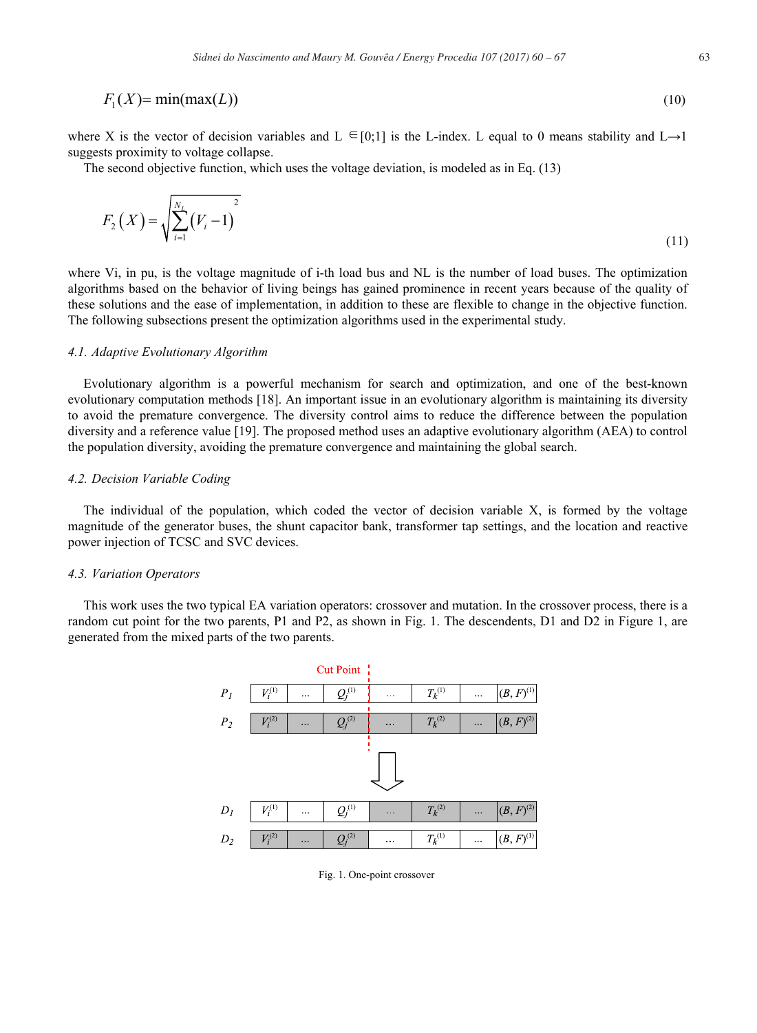$$F_1(X) = \min(\max(L)) \tag{10}$$

where X is the vector of decision variables and L $\in$[0;1] is the L-index. L equal to 0 means stability and L→1 suggests proximity to voltage collapse.

The second objective function, which uses the voltage deviation, is modeled as in Eq. (13)

$$F_2(X) = \sqrt{\sum_{i=1}^{N_L} (V_i - 1)^2} \tag{11}$$

where Vi, in pu, is the voltage magnitude of i-th load bus and NL is the number of load buses. The optimization algorithms based on the behavior of living beings has gained prominence in recent years because of the quality of these solutions and the ease of implementation, in addition to these are flexible to change in the objective function. The following subsections present the optimization algorithms used in the experimental study.

### *4.1. Adaptive Evolutionary Algorithm*

Evolutionary algorithm is a powerful mechanism for search and optimization, and one of the best-known evolutionary computation methods [18]. An important issue in an evolutionary algorithm is maintaining its diversity to avoid the premature convergence. The diversity control aims to reduce the difference between the population diversity and a reference value [19]. The proposed method uses an adaptive evolutionary algorithm (AEA) to control the population diversity, avoiding the premature convergence and maintaining the global search.

### *4.2. Decision Variable Coding*

The individual of the population, which coded the vector of decision variable X, is formed by the voltage magnitude of the generator buses, the shunt capacitor bank, transformer tap settings, and the location and reactive power injection of TCSC and SVC devices.

### *4.3. Variation Operators*

This work uses the two typical EA variation operators: crossover and mutation. In the crossover process, there is a random cut point for the two parents, P1 and P2, as shown in Fig. 1. The descendents, D1 and D2 in Figure 1, are generated from the mixed parts of the two parents.

| | | | Cut Point | | | |
|---|---|---|---|---|---|---|
| $P_1$ | $V_i^{(1)}$ | ... | $Q_j^{(1)}$ | ... | $T_k^{(1)}$ | ... | $(B,F)^{(1)}$ |
| $P_2$ | $V_i^{(2)}$ | ... | $Q_j^{(2)}$ | ... | $T_k^{(2)}$ | ... | $(B,F)^{(2)}$ |
| $D_1$ | $V_i^{(1)}$ | ... | $Q_j^{(1)}$ | ... | $T_k^{(2)}$ | ... | $(B,F)^{(2)}$ |
| $D_2$ | $V_i^{(2)}$ | ... | $Q_j^{(2)}$ | ... | $T_k^{(1)}$ | ... | $(B,F)^{(1)}$ |

Fig. 1. One-point crossover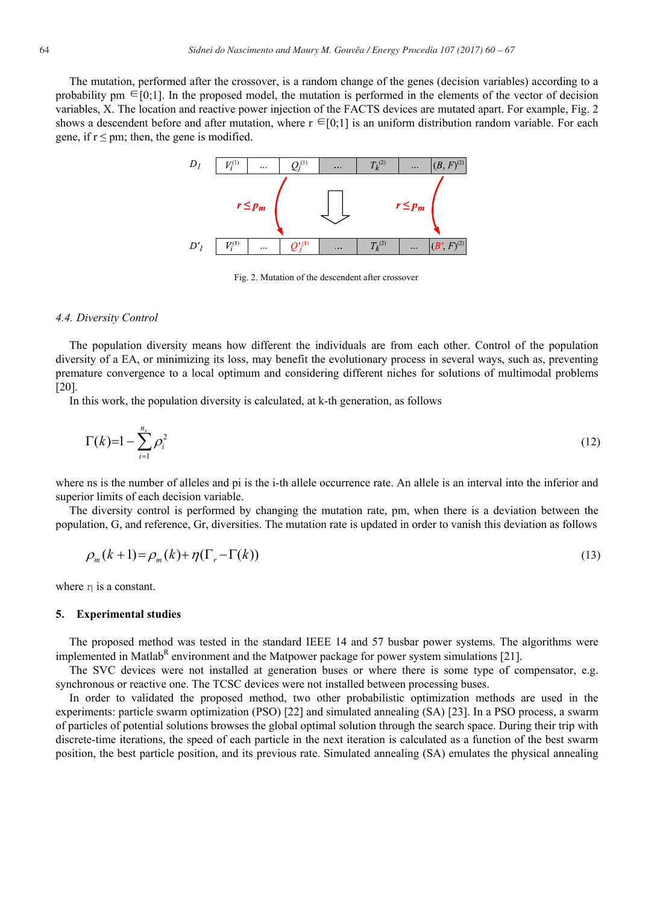The mutation, performed after the crossover, is a random change of the genes (decision variables) according to a probability pm ∈[0;1]. In the proposed model, the mutation is performed in the elements of the vector of decision variables, X. The location and reactive power injection of the FACTS devices are mutated apart. For example, Fig. 2 shows a descendent before and after mutation, where r ∈[0;1] is an uniform distribution random variable. For each gene, if r ≤ pm; then, the gene is modified.

| $D_1$ | $V_i^{(1)}$ | ... | $Q_j^{(1)}$ | ... | $T_k^{(2)}$ | ... | $(B, F)^{(2)}$ |
|---|---|---|---|---|---|---|---|
| $D'_1$ | $V_i^{(1)}$ | ... | $Q'^{(1)}_j$ | ... | $T_k^{(2)}$ | ... | $(B', F)^{(2)}$ |

$r \leq p_m$ &nbsp;&nbsp;&nbsp; $r \leq p_m$

Fig. 2. Mutation of the descendent after crossover

### 4.4. Diversity Control

The population diversity means how different the individuals are from each other. Control of the population diversity of a EA, or minimizing its loss, may benefit the evolutionary process in several ways, such as, preventing premature convergence to a local optimum and considering different niches for solutions of multimodal problems [20].

In this work, the population diversity is calculated, at k-th generation, as follows

$$\Gamma(k) = 1 - \sum_{i=1}^{n_s} \rho_i^2 \tag{12}$$

where ns is the number of alleles and pi is the i-th allele occurrence rate. An allele is an interval into the inferior and superior limits of each decision variable.

The diversity control is performed by changing the mutation rate, pm, when there is a deviation between the population, G, and reference, Gr, diversities. The mutation rate is updated in order to vanish this deviation as follows

$$\rho_m(k+1) = \rho_m(k) + \eta(\Gamma_r - \Gamma(k)) \tag{13}$$

where η is a constant.

## 5. Experimental studies

The proposed method was tested in the standard IEEE 14 and 57 busbar power systems. The algorithms were implemented in Matlab[R] environment and the Matpower package for power system simulations [21].

The SVC devices were not installed at generation buses or where there is some type of compensator, e.g. synchronous or reactive one. The TCSC devices were not installed between processing buses.

In order to validated the proposed method, two other probabilistic optimization methods are used in the experiments: particle swarm optimization (PSO) [22] and simulated annealing (SA) [23]. In a PSO process, a swarm of particles of potential solutions browses the global optimal solution through the search space. During their trip with discrete-time iterations, the speed of each particle in the next iteration is calculated as a function of the best swarm position, the best particle position, and its previous rate. Simulated annealing (SA) emulates the physical annealing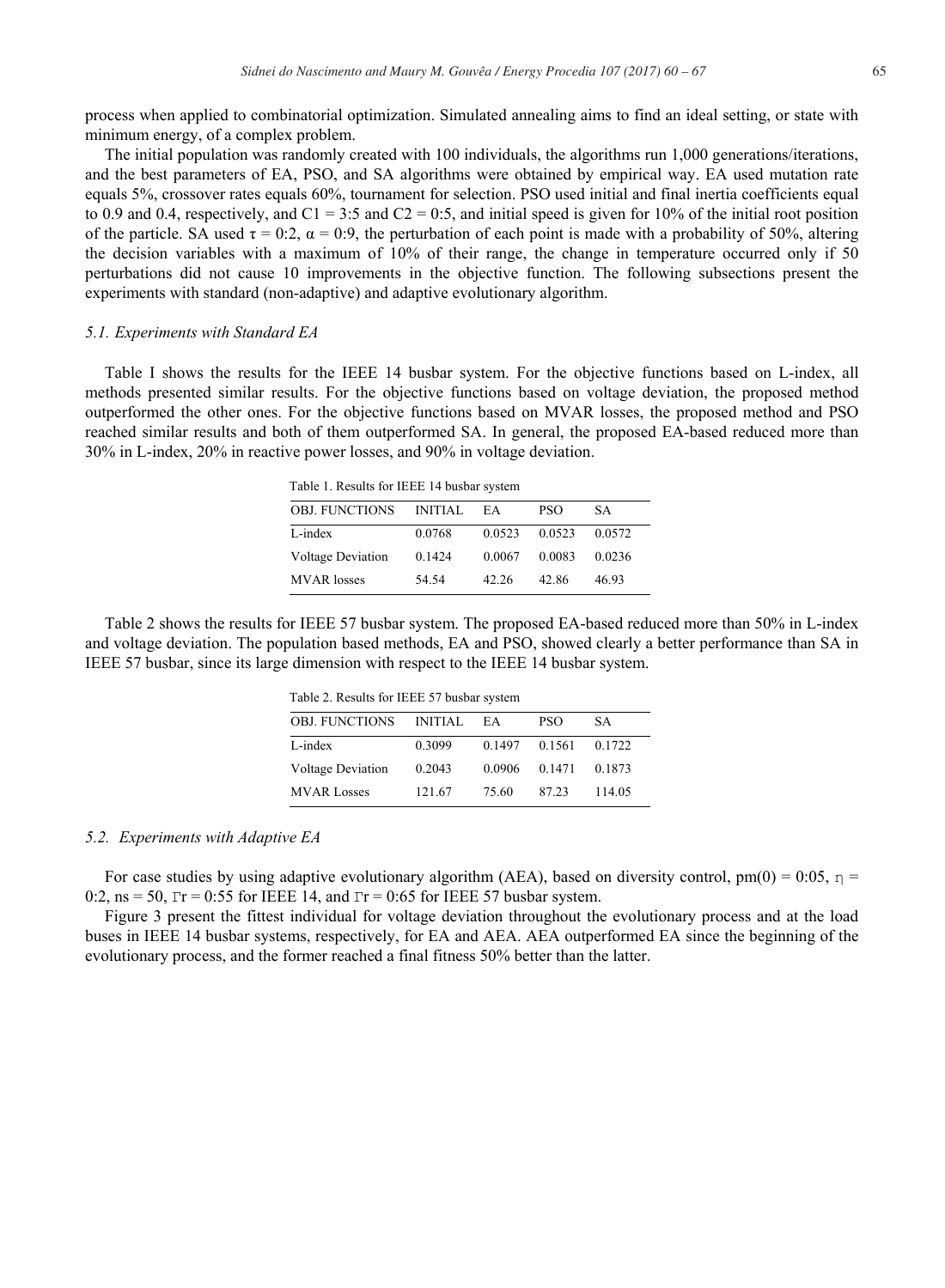process when applied to combinatorial optimization. Simulated annealing aims to find an ideal setting, or state with minimum energy, of a complex problem.

The initial population was randomly created with 100 individuals, the algorithms run 1,000 generations/iterations, and the best parameters of EA, PSO, and SA algorithms were obtained by empirical way. EA used mutation rate equals 5%, crossover rates equals 60%, tournament for selection. PSO used initial and final inertia coefficients equal to 0.9 and 0.4, respectively, and C1 = 3:5 and C2 = 0:5, and initial speed is given for 10% of the initial root position of the particle. SA used $\tau$ = 0:2, $\alpha$ = 0:9, the perturbation of each point is made with a probability of 50%, altering the decision variables with a maximum of 10% of their range, the change in temperature occurred only if 50 perturbations did not cause 10 improvements in the objective function. The following subsections present the experiments with standard (non-adaptive) and adaptive evolutionary algorithm.

### *5.1. Experiments with Standard EA*

Table I shows the results for the IEEE 14 busbar system. For the objective functions based on L-index, all methods presented similar results. For the objective functions based on voltage deviation, the proposed method outperformed the other ones. For the objective functions based on MVAR losses, the proposed method and PSO reached similar results and both of them outperformed SA. In general, the proposed EA-based reduced more than 30% in L-index, 20% in reactive power losses, and 90% in voltage deviation.

Table 1. Results for IEEE 14 busbar system

| OBJ. FUNCTIONS | INITIAL | EA | PSO | SA |
|---|---|---|---|---|
| L-index | 0.0768 | 0.0523 | 0.0523 | 0.0572 |
| Voltage Deviation | 0.1424 | 0.0067 | 0.0083 | 0.0236 |
| MVAR losses | 54.54 | 42.26 | 42.86 | 46.93 |

Table 2 shows the results for IEEE 57 busbar system. The proposed EA-based reduced more than 50% in L-index and voltage deviation. The population based methods, EA and PSO, showed clearly a better performance than SA in IEEE 57 busbar, since its large dimension with respect to the IEEE 14 busbar system.

Table 2. Results for IEEE 57 busbar system

| OBJ. FUNCTIONS | INITIAL | EA | PSO | SA |
|---|---|---|---|---|
| L-index | 0.3099 | 0.1497 | 0.1561 | 0.1722 |
| Voltage Deviation | 0.2043 | 0.0906 | 0.1471 | 0.1873 |
| MVAR Losses | 121.67 | 75.60 | 87.23 | 114.05 |

### *5.2. Experiments with Adaptive EA*

For case studies by using adaptive evolutionary algorithm (AEA), based on diversity control, pm(0) = 0:05, $\eta$ = 0:2, ns = 50, $\Gamma$r = 0:55 for IEEE 14, and $\Gamma$r = 0:65 for IEEE 57 busbar system.

Figure 3 present the fittest individual for voltage deviation throughout the evolutionary process and at the load buses in IEEE 14 busbar systems, respectively, for EA and AEA. AEA outperformed EA since the beginning of the evolutionary process, and the former reached a final fitness 50% better than the latter.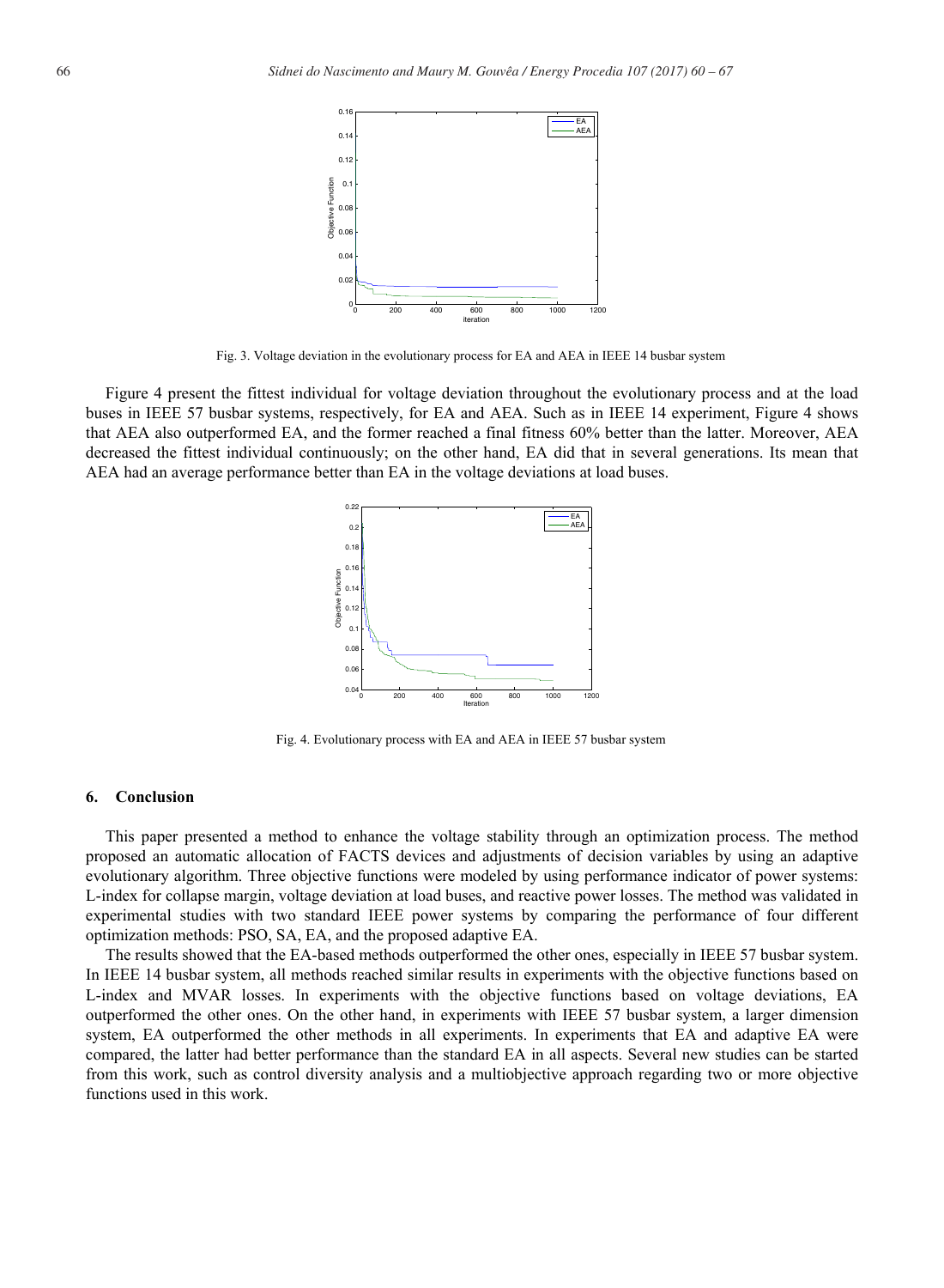Fig. 3. Voltage deviation in the evolutionary process for EA and AEA in IEEE 14 busbar system

Figure 4 present the fittest individual for voltage deviation throughout the evolutionary process and at the load buses in IEEE 57 busbar systems, respectively, for EA and AEA. Such as in IEEE 14 experiment, Figure 4 shows that AEA also outperformed EA, and the former reached a final fitness 60% better than the latter. Moreover, AEA decreased the fittest individual continuously; on the other hand, EA did that in several generations. Its mean that AEA had an average performance better than EA in the voltage deviations at load buses.

Fig. 4. Evolutionary process with EA and AEA in IEEE 57 busbar system

## 6. Conclusion

This paper presented a method to enhance the voltage stability through an optimization process. The method proposed an automatic allocation of FACTS devices and adjustments of decision variables by using an adaptive evolutionary algorithm. Three objective functions were modeled by using performance indicator of power systems: L-index for collapse margin, voltage deviation at load buses, and reactive power losses. The method was validated in experimental studies with two standard IEEE power systems by comparing the performance of four different optimization methods: PSO, SA, EA, and the proposed adaptive EA.

The results showed that the EA-based methods outperformed the other ones, especially in IEEE 57 busbar system. In IEEE 14 busbar system, all methods reached similar results in experiments with the objective functions based on L-index and MVAR losses. In experiments with the objective functions based on voltage deviations, EA outperformed the other ones. On the other hand, in experiments with IEEE 57 busbar system, a larger dimension system, EA outperformed the other methods in all experiments. In experiments that EA and adaptive EA were compared, the latter had better performance than the standard EA in all aspects. Several new studies can be started from this work, such as control diversity analysis and a multiobjective approach regarding two or more objective functions used in this work.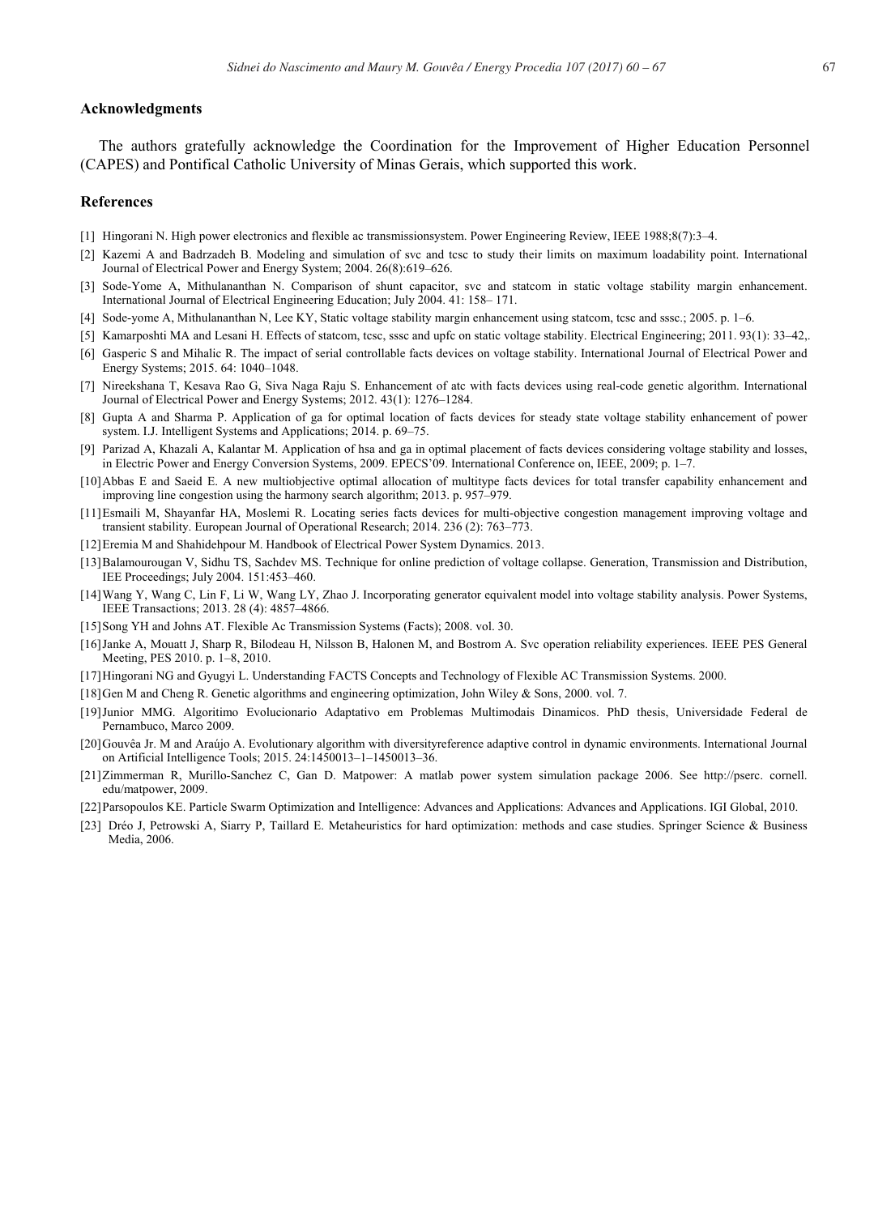## Acknowledgments

The authors gratefully acknowledge the Coordination for the Improvement of Higher Education Personnel (CAPES) and Pontifical Catholic University of Minas Gerais, which supported this work.

## References

[1] Hingorani N. High power electronics and flexible ac transmissionsystem. Power Engineering Review, IEEE 1988;8(7):3–4.

[2] Kazemi A and Badrzadeh B. Modeling and simulation of svc and tcsc to study their limits on maximum loadability point. International Journal of Electrical Power and Energy System; 2004. 26(8):619–626.

[3] Sode-Yome A, Mithulananthan N. Comparison of shunt capacitor, svc and statcom in static voltage stability margin enhancement. International Journal of Electrical Engineering Education; July 2004. 41: 158– 171.

[4] Sode-yome A, Mithulananthan N, Lee KY, Static voltage stability margin enhancement using statcom, tcsc and sssc.; 2005. p. 1–6.

[5] Kamarposhti MA and Lesani H. Effects of statcom, tcsc, sssc and upfc on static voltage stability. Electrical Engineering; 2011. 93(1): 33–42,.

[6] Gasperic S and Mihalic R. The impact of serial controllable facts devices on voltage stability. International Journal of Electrical Power and Energy Systems; 2015. 64: 1040–1048.

[7] Nireekshana T, Kesava Rao G, Siva Naga Raju S. Enhancement of atc with facts devices using real-code genetic algorithm. International Journal of Electrical Power and Energy Systems; 2012. 43(1): 1276–1284.

[8] Gupta A and Sharma P. Application of ga for optimal location of facts devices for steady state voltage stability enhancement of power system. I.J. Intelligent Systems and Applications; 2014. p. 69–75.

[9] Parizad A, Khazali A, Kalantar M. Application of hsa and ga in optimal placement of facts devices considering voltage stability and losses, in Electric Power and Energy Conversion Systems, 2009. EPECS'09. International Conference on, IEEE, 2009; p. 1–7.

[10] Abbas E and Saeid E. A new multiobjective optimal allocation of multitype facts devices for total transfer capability enhancement and improving line congestion using the harmony search algorithm; 2013. p. 957–979.

[11] Esmaili M, Shayanfar HA, Moslemi R. Locating series facts devices for multi-objective congestion management improving voltage and transient stability. European Journal of Operational Research; 2014. 236 (2): 763–773.

[12] Eremia M and Shahidehpour M. Handbook of Electrical Power System Dynamics. 2013.

[13] Balamourougan V, Sidhu TS, Sachdev MS. Technique for online prediction of voltage collapse. Generation, Transmission and Distribution, IEE Proceedings; July 2004. 151:453–460.

[14] Wang Y, Wang C, Lin F, Li W, Wang LY, Zhao J. Incorporating generator equivalent model into voltage stability analysis. Power Systems, IEEE Transactions; 2013. 28 (4): 4857–4866.

[15] Song YH and Johns AT. Flexible Ac Transmission Systems (Facts); 2008. vol. 30.

[16] Janke A, Mouatt J, Sharp R, Bilodeau H, Nilsson B, Halonen M, and Bostrom A. Svc operation reliability experiences. IEEE PES General Meeting, PES 2010. p. 1–8, 2010.

[17] Hingorani NG and Gyugyi L. Understanding FACTS Concepts and Technology of Flexible AC Transmission Systems. 2000.

[18] Gen M and Cheng R. Genetic algorithms and engineering optimization, John Wiley & Sons, 2000. vol. 7.

[19] Junior MMG. Algoritimo Evolucionario Adaptativo em Problemas Multimodais Dinamicos. PhD thesis, Universidade Federal de Pernambuco, Marco 2009.

[20] Gouvêa Jr. M and Araújo A. Evolutionary algorithm with diversityreference adaptive control in dynamic environments. International Journal on Artificial Intelligence Tools; 2015. 24:1450013–1–1450013–36.

[21] Zimmerman R, Murillo-Sanchez C, Gan D. Matpower: A matlab power system simulation package 2006. See http://pserc. cornell. edu/matpower, 2009.

[22] Parsopoulos KE. Particle Swarm Optimization and Intelligence: Advances and Applications: Advances and Applications. IGI Global, 2010.

[23] Dréo J, Petrowski A, Siarry P, Taillard E. Metaheuristics for hard optimization: methods and case studies. Springer Science & Business Media, 2006.